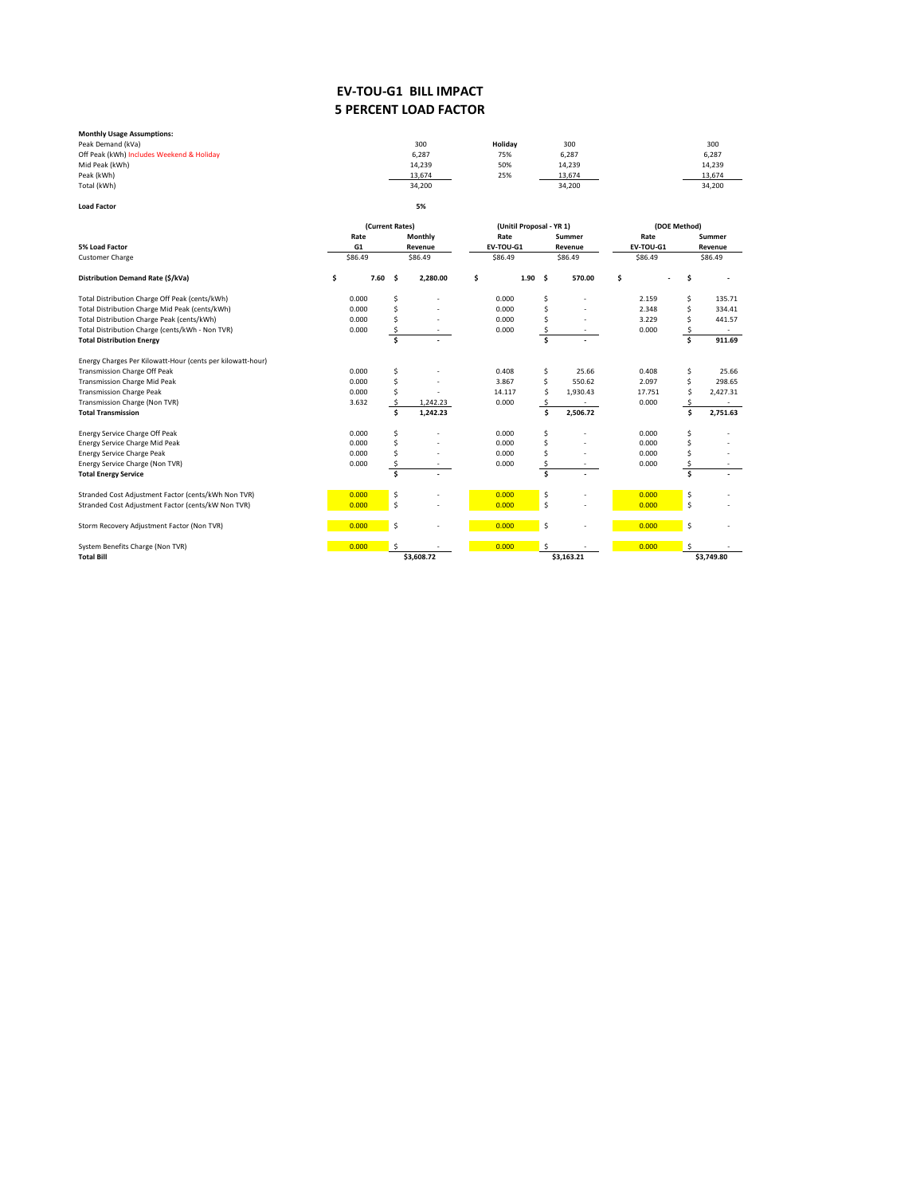# EV-TOU-G1 BILL IMPACT
## 5 PERCENT LOAD FACTOR

**Monthly Usage Assumptions:**

| | | Holiday | | |
|---|---|---|---|---|
| Peak Demand (kVa) | 300 | | 300 | 300 |
| Off Peak (kWh) Includes Weekend & Holiday | 6,287 | 75% | 6,287 | 6,287 |
| Mid Peak (kWh) | 14,239 | 50% | 14,239 | 14,239 |
| Peak (kWh) | 13,674 | 25% | 13,674 | 13,674 |
| Total (kWh) | 34,200 | | 34,200 | 34,200 |

**Load Factor** **5%**

| | (Current Rates) | | (Unitil Proposal - YR 1) | | (DOE Method) | |
|---|---|---|---|---|---|---|
| | **Rate** | **Monthly** | **Rate** | **Summer** | **Rate** | **Summer** |
| **5% Load Factor** | **G1** | **Revenue** | **EV-TOU-G1** | **Revenue** | **EV-TOU-G1** | **Revenue** |
| Customer Charge | \$86.49 | \$86.49 | \$86.49 | \$86.49 | \$86.49 | \$86.49 |
| **Distribution Demand Rate (\$/kVa)** | **\$ 7.60** | **\$ 2,280.00** | **\$ 1.90** | **\$ 570.00** | **\$ -** | **\$ -** |
| Total Distribution Charge Off Peak (cents/kWh) | 0.000 | \$ - | 0.000 | \$ - | 2.159 | \$ 135.71 |
| Total Distribution Charge Mid Peak (cents/kWh) | 0.000 | \$ - | 0.000 | \$ - | 2.348 | \$ 334.41 |
| Total Distribution Charge Peak (cents/kWh) | 0.000 | \$ - | 0.000 | \$ - | 3.229 | \$ 441.57 |
| Total Distribution Charge (cents/kWh - Non TVR) | 0.000 | \$ - | 0.000 | \$ - | 0.000 | \$ - |
| **Total Distribution Energy** | | **\$ -** | | **\$ -** | | **\$ 911.69** |
| Energy Charges Per Kilowatt-Hour (cents per kilowatt-hour) | | | | | | |
| Transmission Charge Off Peak | 0.000 | \$ - | 0.408 | \$ 25.66 | 0.408 | \$ 25.66 |
| Transmission Charge Mid Peak | 0.000 | \$ - | 3.867 | \$ 550.62 | 2.097 | \$ 298.65 |
| Transmission Charge Peak | 0.000 | \$ - | 14.117 | \$ 1,930.43 | 17.751 | \$ 2,427.31 |
| Transmission Charge (Non TVR) | 3.632 | \$ 1,242.23 | 0.000 | \$ - | 0.000 | \$ - |
| **Total Transmission** | | **\$ 1,242.23** | | **\$ 2,506.72** | | **\$ 2,751.63** |
| Energy Service Charge Off Peak | 0.000 | \$ - | 0.000 | \$ - | 0.000 | \$ - |
| Energy Service Charge Mid Peak | 0.000 | \$ - | 0.000 | \$ - | 0.000 | \$ - |
| Energy Service Charge Peak | 0.000 | \$ - | 0.000 | \$ - | 0.000 | \$ - |
| Energy Service Charge (Non TVR) | 0.000 | \$ - | 0.000 | \$ - | 0.000 | \$ - |
| **Total Energy Service** | | **\$ -** | | **\$ -** | | **\$ -** |
| Stranded Cost Adjustment Factor (cents/kWh Non TVR) | 0.000 | \$ - | 0.000 | \$ - | 0.000 | \$ - |
| Stranded Cost Adjustment Factor (cents/kW Non TVR) | 0.000 | \$ - | 0.000 | \$ - | 0.000 | \$ - |
| Storm Recovery Adjustment Factor (Non TVR) | 0.000 | \$ - | 0.000 | \$ - | 0.000 | \$ - |
| System Benefits Charge (Non TVR) | 0.000 | \$ - | 0.000 | \$ - | 0.000 | \$ - |
| **Total Bill** | | **\$3,608.72** | | **\$3,163.21** | | **\$3,749.80** |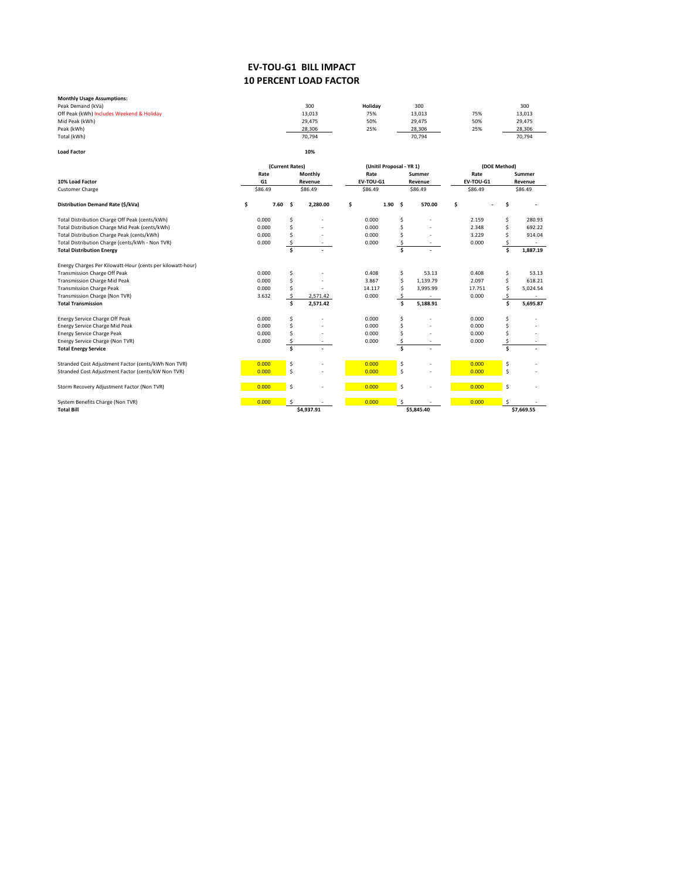# EV-TOU-G1 BILL IMPACT
# 10 PERCENT LOAD FACTOR

**Monthly Usage Assumptions:**

| | | | | | |
|---|---|---|---|---|---|
| Peak Demand (kVa) | 300 | Holiday | 300 | | 300 |
| Off Peak (kWh) Includes Weekend & Holiday | 13,013 | 75% | 13,013 | 75% | 13,013 |
| Mid Peak (kWh) | 29,475 | 50% | 29,475 | 50% | 29,475 |
| Peak (kWh) | 28,306 | 25% | 28,306 | 25% | 28,306 |
| Total (kWh) | 70,794 | | 70,794 | | 70,794 |

**Load Factor** 10%

| 10% Load Factor | (Current Rates) Rate G1 | Monthly Revenue | (Unitil Proposal - YR 1) Rate EV-TOU-G1 | Summer Revenue | (DOE Method) Rate EV-TOU-G1 | Summer Revenue |
|---|---|---|---|---|---|---|
| Customer Charge | $86.49 | $86.49 | $86.49 | $86.49 | $86.49 | $86.49 |
| **Distribution Demand Rate ($/kVa)** | $ 7.60 | $ 2,280.00 | $ 1.90 | $ 570.00 | $ - | $ - |
| Total Distribution Charge Off Peak (cents/kWh) | 0.000 | $ - | 0.000 | $ - | 2.159 | $ 280.93 |
| Total Distribution Charge Mid Peak (cents/kWh) | 0.000 | $ - | 0.000 | $ - | 2.348 | $ 692.22 |
| Total Distribution Charge Peak (cents/kWh) | 0.000 | $ - | 0.000 | $ - | 3.229 | $ 914.04 |
| Total Distribution Charge (cents/kWh - Non TVR) | 0.000 | $ - | 0.000 | $ - | 0.000 | $ - |
| **Total Distribution Energy** | | $ - | | $ - | | $ 1,887.19 |
| Energy Charges Per Kilowatt-Hour (cents per kilowatt-hour) | | | | | | |
| Transmission Charge Off Peak | 0.000 | $ - | 0.408 | $ 53.13 | 0.408 | $ 53.13 |
| Transmission Charge Mid Peak | 0.000 | $ - | 3.867 | $ 1,139.79 | 2.097 | $ 618.21 |
| Transmission Charge Peak | 0.000 | $ - | 14.117 | $ 3,995.99 | 17.751 | $ 5,024.54 |
| Transmission Charge (Non TVR) | 3.632 | $ 2,571.42 | 0.000 | $ - | 0.000 | $ - |
| **Total Transmission** | | $ 2,571.42 | | $ 5,188.91 | | $ 5,695.87 |
| Energy Service Charge Off Peak | 0.000 | $ - | 0.000 | $ - | 0.000 | $ - |
| Energy Service Charge Mid Peak | 0.000 | $ - | 0.000 | $ - | 0.000 | $ - |
| Energy Service Charge Peak | 0.000 | $ - | 0.000 | $ - | 0.000 | $ - |
| Energy Service Charge (Non TVR) | 0.000 | $ - | 0.000 | $ - | 0.000 | $ - |
| **Total Energy Service** | | $ - | | $ - | | $ - |
| Stranded Cost Adjustment Factor (cents/kWh Non TVR) | 0.000 | $ - | 0.000 | $ - | 0.000 | $ - |
| Stranded Cost Adjustment Factor (cents/kW Non TVR) | 0.000 | $ - | 0.000 | $ - | 0.000 | $ - |
| Storm Recovery Adjustment Factor (Non TVR) | 0.000 | $ - | 0.000 | $ - | 0.000 | $ - |
| System Benefits Charge (Non TVR) | 0.000 | $ - | 0.000 | $ - | 0.000 | $ - |
| **Total Bill** | | $4,937.91 | | $5,845.40 | | $7,669.55 |